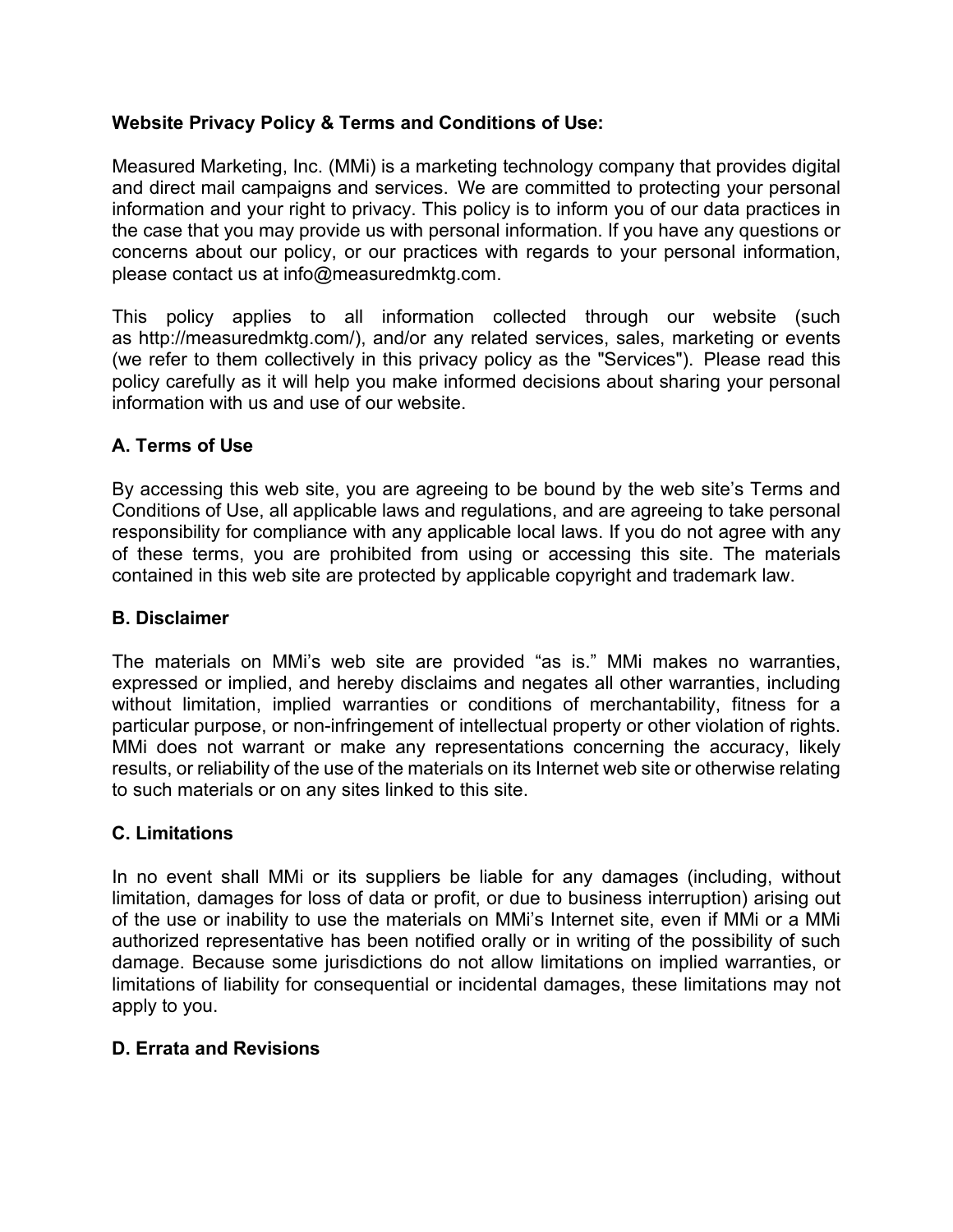**Website Privacy Policy & Terms and Conditions of Use:**

Measured Marketing, Inc. (MMi) is a marketing technology company that provides digital and direct mail campaigns and services. We are committed to protecting your personal information and your right to privacy. This policy is to inform you of our data practices in the case that you may provide us with personal information. If you have any questions or concerns about our policy, or our practices with regards to your personal information, please contact us at info@measuredmktg.com.

This policy applies to all information collected through our website (such as http://measuredmktg.com/), and/or any related services, sales, marketing or events (we refer to them collectively in this privacy policy as the "Services"). Please read this policy carefully as it will help you make informed decisions about sharing your personal information with us and use of our website.

## A. Terms of Use

By accessing this web site, you are agreeing to be bound by the web site's Terms and Conditions of Use, all applicable laws and regulations, and are agreeing to take personal responsibility for compliance with any applicable local laws. If you do not agree with any of these terms, you are prohibited from using or accessing this site. The materials contained in this web site are protected by applicable copyright and trademark law.

## B. Disclaimer

The materials on MMi's web site are provided "as is." MMi makes no warranties, expressed or implied, and hereby disclaims and negates all other warranties, including without limitation, implied warranties or conditions of merchantability, fitness for a particular purpose, or non-infringement of intellectual property or other violation of rights. MMi does not warrant or make any representations concerning the accuracy, likely results, or reliability of the use of the materials on its Internet web site or otherwise relating to such materials or on any sites linked to this site.

## C. Limitations

In no event shall MMi or its suppliers be liable for any damages (including, without limitation, damages for loss of data or profit, or due to business interruption) arising out of the use or inability to use the materials on MMi's Internet site, even if MMi or a MMi authorized representative has been notified orally or in writing of the possibility of such damage. Because some jurisdictions do not allow limitations on implied warranties, or limitations of liability for consequential or incidental damages, these limitations may not apply to you.

## D. Errata and Revisions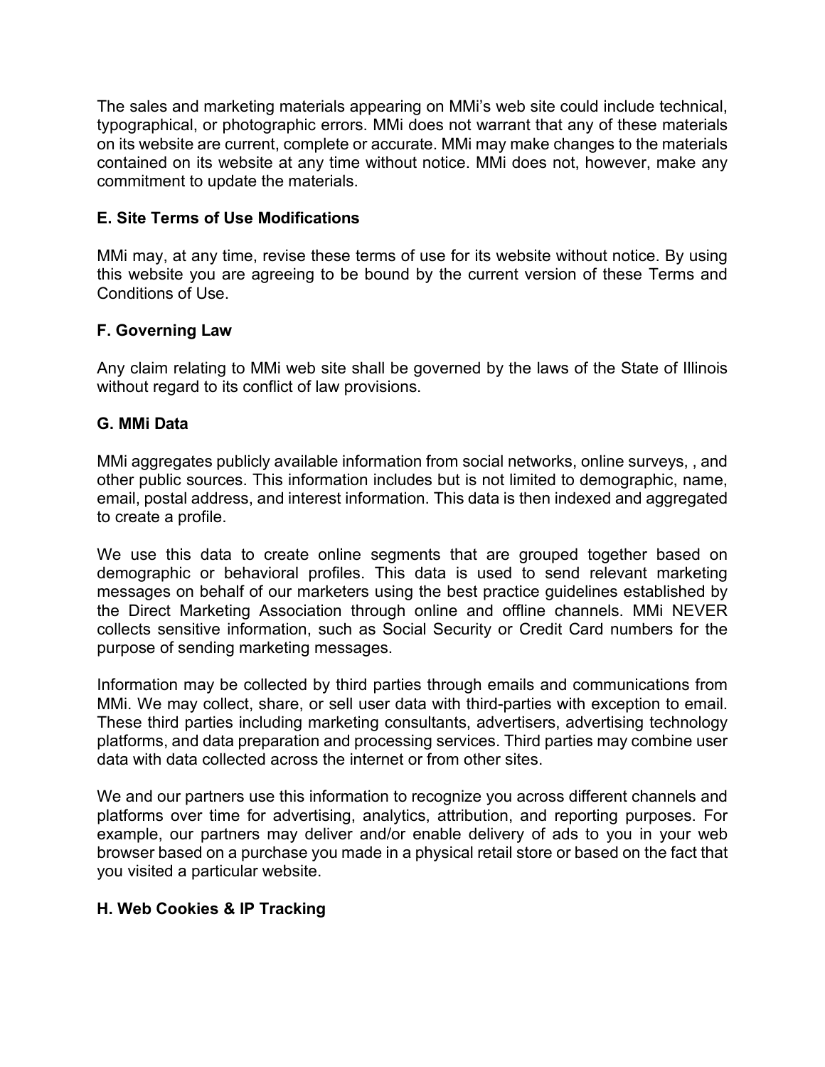The sales and marketing materials appearing on MMi's web site could include technical, typographical, or photographic errors. MMi does not warrant that any of these materials on its website are current, complete or accurate. MMi may make changes to the materials contained on its website at any time without notice. MMi does not, however, make any commitment to update the materials.

### E. Site Terms of Use Modifications

MMi may, at any time, revise these terms of use for its website without notice. By using this website you are agreeing to be bound by the current version of these Terms and Conditions of Use.

### F. Governing Law

Any claim relating to MMi web site shall be governed by the laws of the State of Illinois without regard to its conflict of law provisions.

### G. MMi Data

MMi aggregates publicly available information from social networks, online surveys, , and other public sources. This information includes but is not limited to demographic, name, email, postal address, and interest information. This data is then indexed and aggregated to create a profile.

We use this data to create online segments that are grouped together based on demographic or behavioral profiles. This data is used to send relevant marketing messages on behalf of our marketers using the best practice guidelines established by the Direct Marketing Association through online and offline channels. MMi NEVER collects sensitive information, such as Social Security or Credit Card numbers for the purpose of sending marketing messages.

Information may be collected by third parties through emails and communications from MMi. We may collect, share, or sell user data with third-parties with exception to email. These third parties including marketing consultants, advertisers, advertising technology platforms, and data preparation and processing services. Third parties may combine user data with data collected across the internet or from other sites.

We and our partners use this information to recognize you across different channels and platforms over time for advertising, analytics, attribution, and reporting purposes. For example, our partners may deliver and/or enable delivery of ads to you in your web browser based on a purchase you made in a physical retail store or based on the fact that you visited a particular website.

### H. Web Cookies & IP Tracking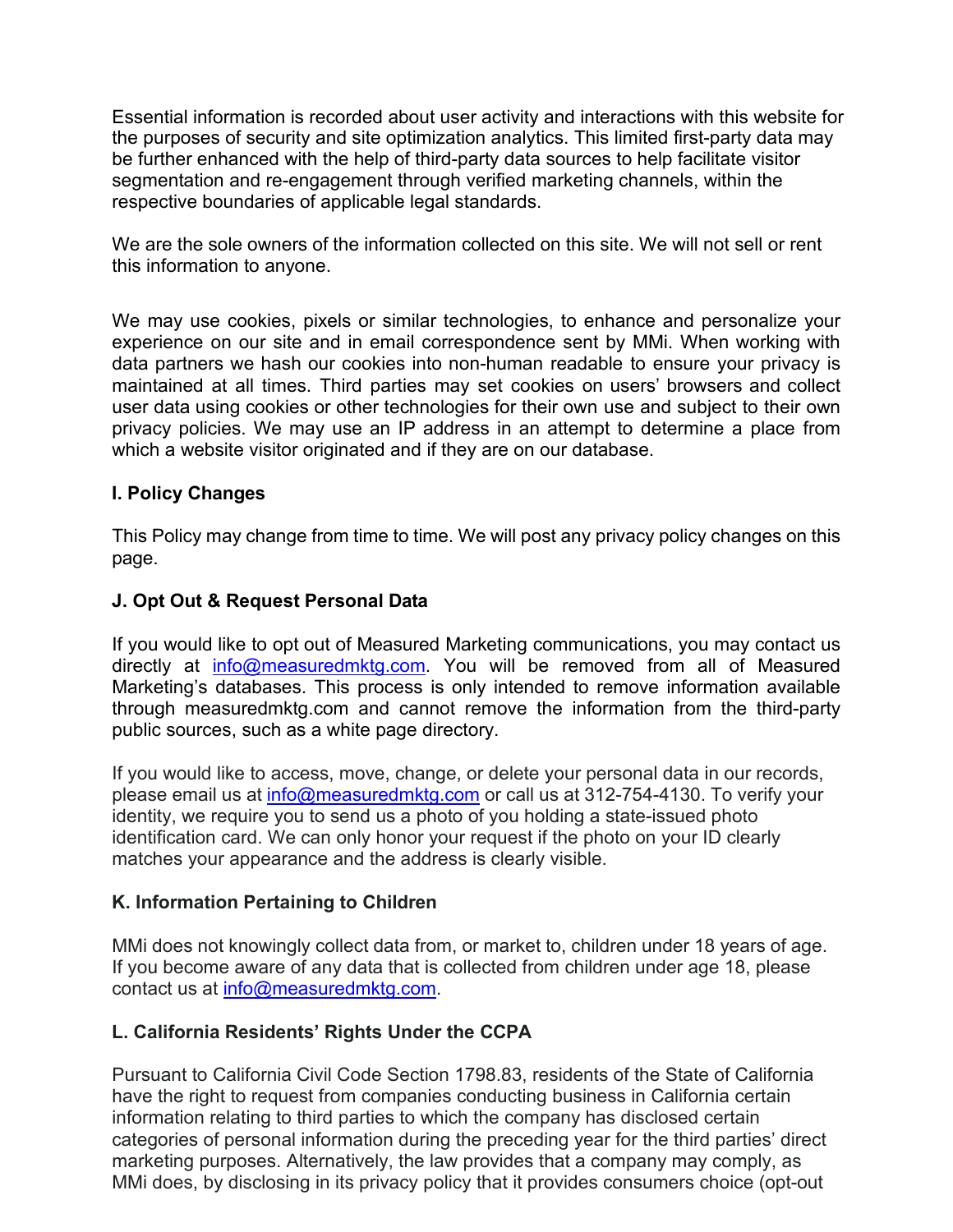Essential information is recorded about user activity and interactions with this website for the purposes of security and site optimization analytics. This limited first-party data may be further enhanced with the help of third-party data sources to help facilitate visitor segmentation and re-engagement through verified marketing channels, within the respective boundaries of applicable legal standards.

We are the sole owners of the information collected on this site. We will not sell or rent this information to anyone.

We may use cookies, pixels or similar technologies, to enhance and personalize your experience on our site and in email correspondence sent by MMi. When working with data partners we hash our cookies into non-human readable to ensure your privacy is maintained at all times. Third parties may set cookies on users' browsers and collect user data using cookies or other technologies for their own use and subject to their own privacy policies. We may use an IP address in an attempt to determine a place from which a website visitor originated and if they are on our database.

**I. Policy Changes**

This Policy may change from time to time. We will post any privacy policy changes on this page.

**J. Opt Out & Request Personal Data**

If you would like to opt out of Measured Marketing communications, you may contact us directly at info@measuredmktg.com. You will be removed from all of Measured Marketing's databases. This process is only intended to remove information available through measuredmktg.com and cannot remove the information from the third-party public sources, such as a white page directory.

If you would like to access, move, change, or delete your personal data in our records, please email us at info@measuredmktg.com or call us at 312-754-4130. To verify your identity, we require you to send us a photo of you holding a state-issued photo identification card. We can only honor your request if the photo on your ID clearly matches your appearance and the address is clearly visible.

**K. Information Pertaining to Children**

MMi does not knowingly collect data from, or market to, children under 18 years of age. If you become aware of any data that is collected from children under age 18, please contact us at info@measuredmktg.com.

**L. California Residents' Rights Under the CCPA**

Pursuant to California Civil Code Section 1798.83, residents of the State of California have the right to request from companies conducting business in California certain information relating to third parties to which the company has disclosed certain categories of personal information during the preceding year for the third parties' direct marketing purposes. Alternatively, the law provides that a company may comply, as MMi does, by disclosing in its privacy policy that it provides consumers choice (opt-out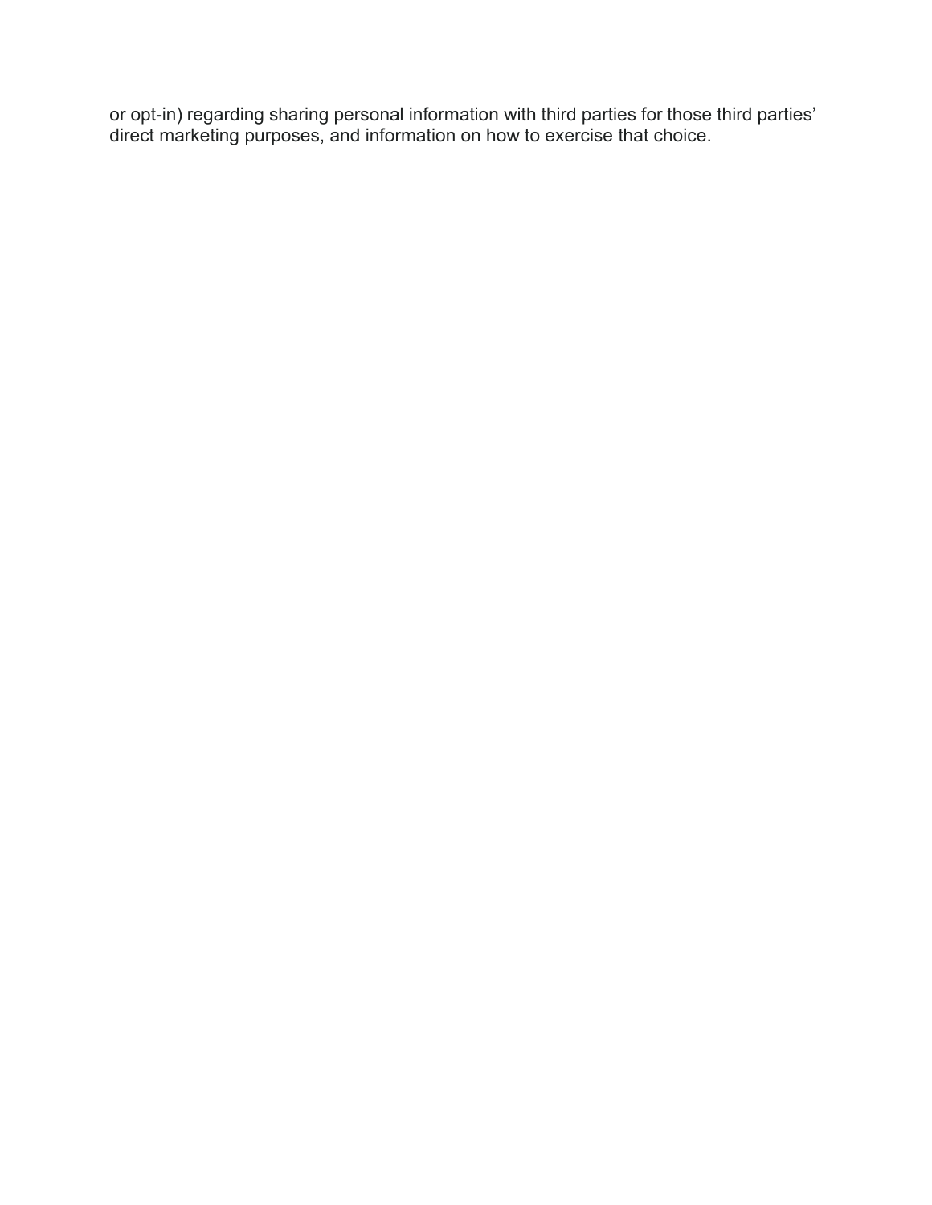or opt-in) regarding sharing personal information with third parties for those third parties' direct marketing purposes, and information on how to exercise that choice.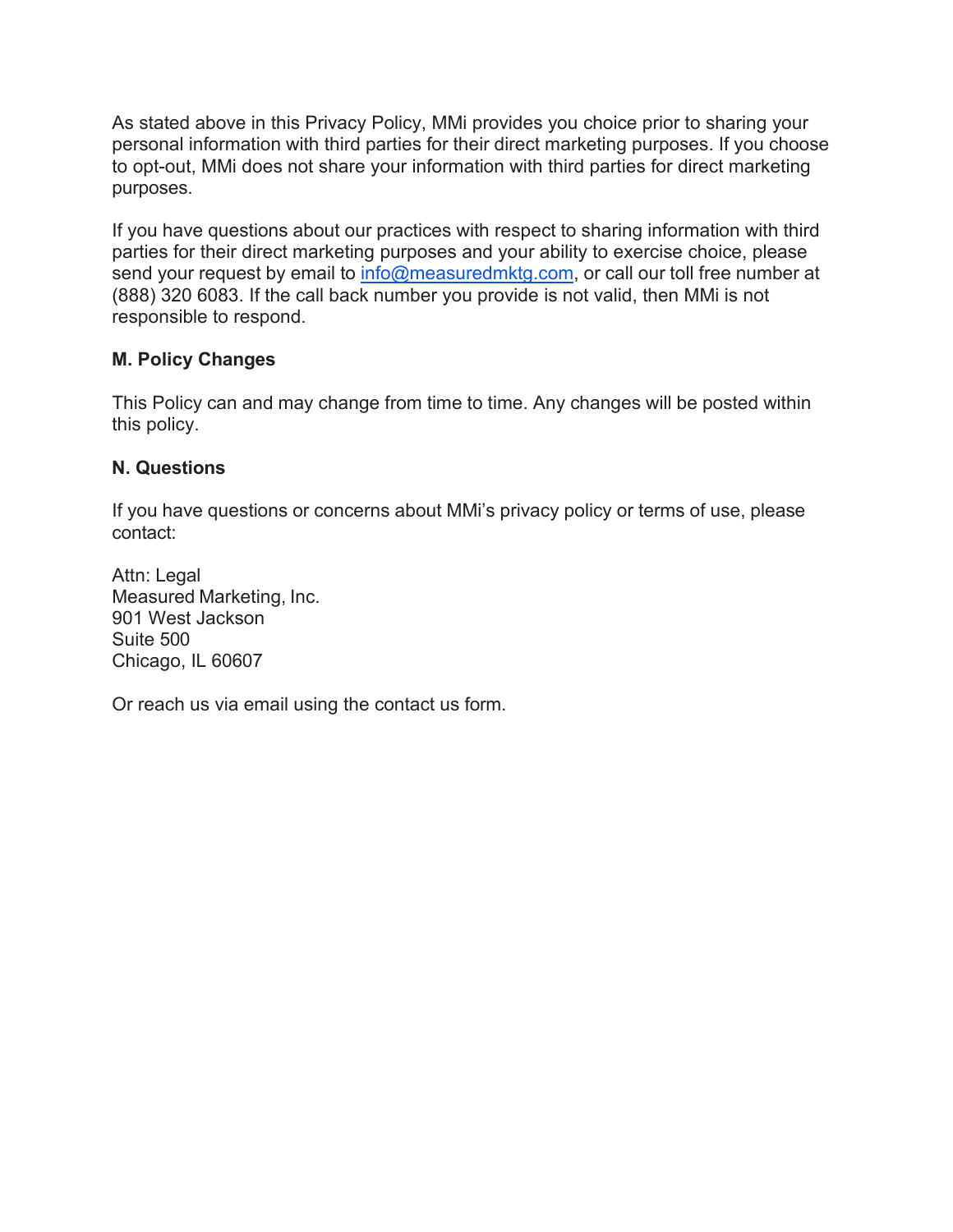As stated above in this Privacy Policy, MMi provides you choice prior to sharing your personal information with third parties for their direct marketing purposes. If you choose to opt-out, MMi does not share your information with third parties for direct marketing purposes.

If you have questions about our practices with respect to sharing information with third parties for their direct marketing purposes and your ability to exercise choice, please send your request by email to info@measuredmktg.com, or call our toll free number at (888) 320 6083. If the call back number you provide is not valid, then MMi is not responsible to respond.

**M. Policy Changes**

This Policy can and may change from time to time. Any changes will be posted within this policy.

**N. Questions**

If you have questions or concerns about MMi's privacy policy or terms of use, please contact:

Attn: Legal
Measured Marketing, Inc.
901 West Jackson
Suite 500
Chicago, IL 60607

Or reach us via email using the contact us form.